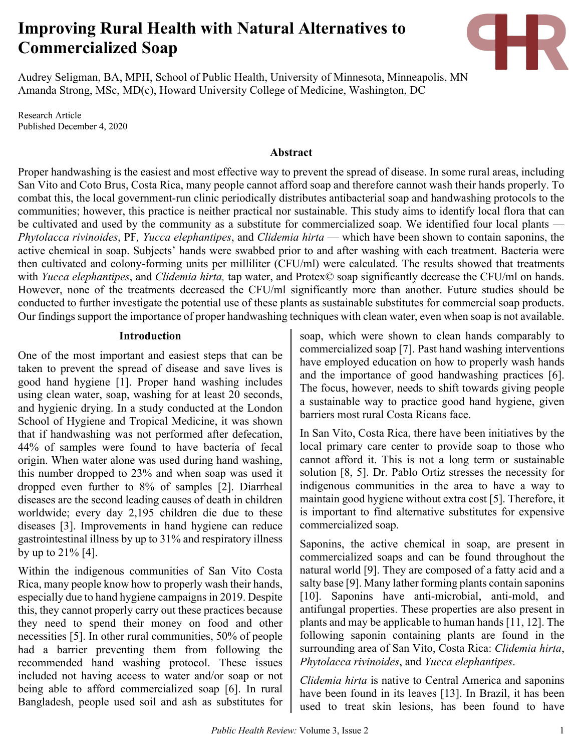# Improving Rural Health with Natural Alternatives to Commercialized Soap

Audrey Seligman, BA, MPH, School of Public Health, University of Minnesota, Minneapolis, MN
Amanda Strong, MSc, MD(c), Howard University College of Medicine, Washington, DC

Research Article
Published December 4, 2020

## Abstract

Proper handwashing is the easiest and most effective way to prevent the spread of disease. In some rural areas, including San Vito and Coto Brus, Costa Rica, many people cannot afford soap and therefore cannot wash their hands properly. To combat this, the local government-run clinic periodically distributes antibacterial soap and handwashing protocols to the communities; however, this practice is neither practical nor sustainable. This study aims to identify local flora that can be cultivated and used by the community as a substitute for commercialized soap. We identified four local plants — *Phytolacca rivinoides*, PF*, Yucca elephantipes*, and *Clidemia hirta* — which have been shown to contain saponins, the active chemical in soap. Subjects' hands were swabbed prior to and after washing with each treatment. Bacteria were then cultivated and colony-forming units per milliliter (CFU/ml) were calculated. The results showed that treatments with *Yucca elephantipes*, and *Clidemia hirta,* tap water, and Protex© soap significantly decrease the CFU/ml on hands. However, none of the treatments decreased the CFU/ml significantly more than another. Future studies should be conducted to further investigate the potential use of these plants as sustainable substitutes for commercial soap products. Our findings support the importance of proper handwashing techniques with clean water, even when soap is not available.

## Introduction

One of the most important and easiest steps that can be taken to prevent the spread of disease and save lives is good hand hygiene [1]. Proper hand washing includes using clean water, soap, washing for at least 20 seconds, and hygienic drying. In a study conducted at the London School of Hygiene and Tropical Medicine, it was shown that if handwashing was not performed after defecation, 44% of samples were found to have bacteria of fecal origin. When water alone was used during hand washing, this number dropped to 23% and when soap was used it dropped even further to 8% of samples [2]. Diarrheal diseases are the second leading causes of death in children worldwide; every day 2,195 children die due to these diseases [3]. Improvements in hand hygiene can reduce gastrointestinal illness by up to 31% and respiratory illness by up to 21% [4].

Within the indigenous communities of San Vito Costa Rica, many people know how to properly wash their hands, especially due to hand hygiene campaigns in 2019. Despite this, they cannot properly carry out these practices because they need to spend their money on food and other necessities [5]. In other rural communities, 50% of people had a barrier preventing them from following the recommended hand washing protocol. These issues included not having access to water and/or soap or not being able to afford commercialized soap [6]. In rural Bangladesh, people used soil and ash as substitutes for soap, which were shown to clean hands comparably to commercialized soap [7]. Past hand washing interventions have employed education on how to properly wash hands and the importance of good handwashing practices [6]. The focus, however, needs to shift towards giving people a sustainable way to practice good hand hygiene, given barriers most rural Costa Ricans face.

In San Vito, Costa Rica, there have been initiatives by the local primary care center to provide soap to those who cannot afford it. This is not a long term or sustainable solution [8, 5]. Dr. Pablo Ortiz stresses the necessity for indigenous communities in the area to have a way to maintain good hygiene without extra cost [5]. Therefore, it is important to find alternative substitutes for expensive commercialized soap.

Saponins, the active chemical in soap, are present in commercialized soaps and can be found throughout the natural world [9]. They are composed of a fatty acid and a salty base [9]. Many lather forming plants contain saponins [10]. Saponins have anti-microbial, anti-mold, and antifungal properties. These properties are also present in plants and may be applicable to human hands [11, 12]. The following saponin containing plants are found in the surrounding area of San Vito, Costa Rica: *Clidemia hirta*, *Phytolacca rivinoides*, and *Yucca elephantipes*.

*Clidemia hirta* is native to Central America and saponins have been found in its leaves [13]. In Brazil, it has been used to treat skin lesions, has been found to have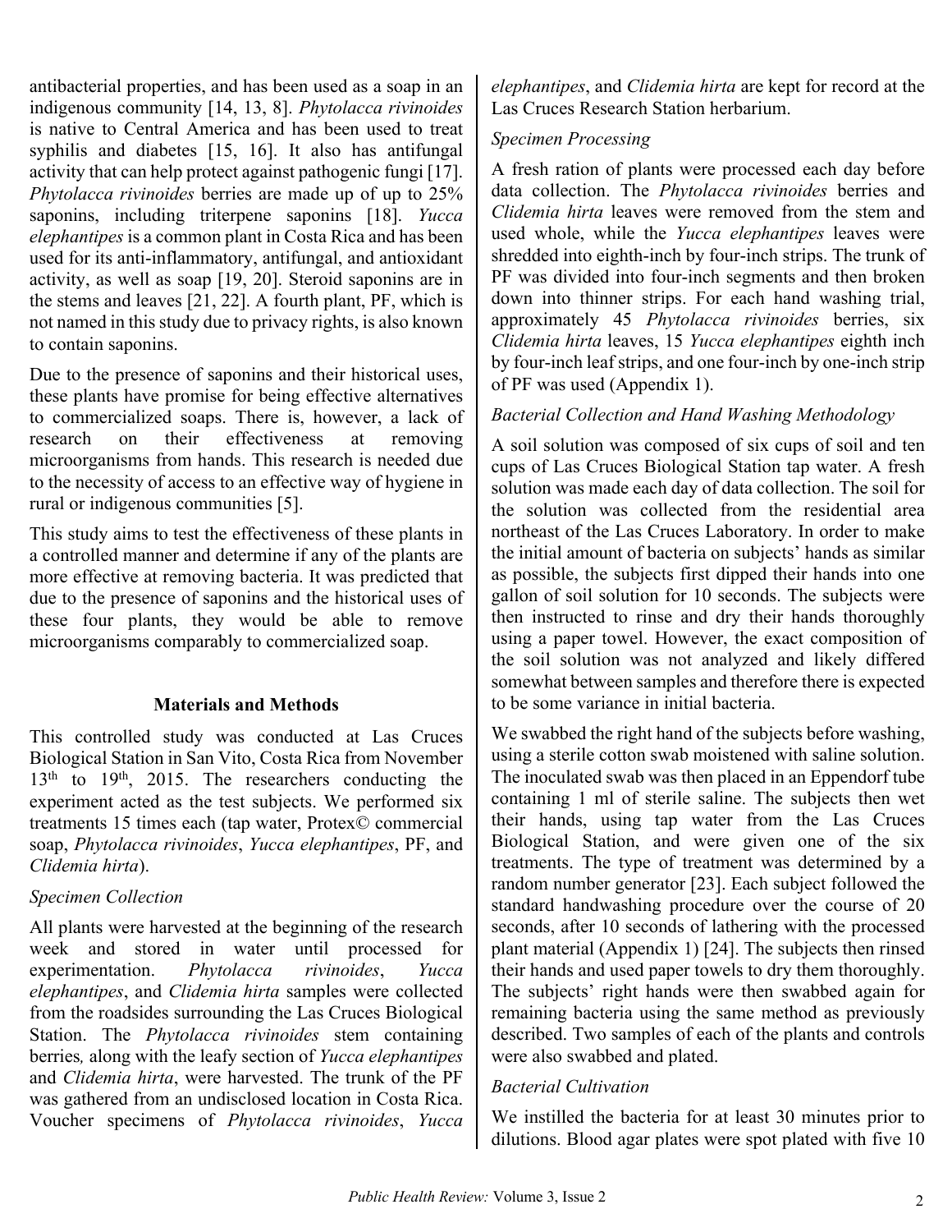antibacterial properties, and has been used as a soap in an indigenous community [14, 13, 8]. *Phytolacca rivinoides* is native to Central America and has been used to treat syphilis and diabetes [15, 16]. It also has antifungal activity that can help protect against pathogenic fungi [17]. *Phytolacca rivinoides* berries are made up of up to 25% saponins, including triterpene saponins [18]. *Yucca elephantipes* is a common plant in Costa Rica and has been used for its anti-inflammatory, antifungal, and antioxidant activity, as well as soap [19, 20]. Steroid saponins are in the stems and leaves [21, 22]. A fourth plant, PF, which is not named in this study due to privacy rights, is also known to contain saponins.

Due to the presence of saponins and their historical uses, these plants have promise for being effective alternatives to commercialized soaps. There is, however, a lack of research on their effectiveness at removing microorganisms from hands. This research is needed due to the necessity of access to an effective way of hygiene in rural or indigenous communities [5].

This study aims to test the effectiveness of these plants in a controlled manner and determine if any of the plants are more effective at removing bacteria. It was predicted that due to the presence of saponins and the historical uses of these four plants, they would be able to remove microorganisms comparably to commercialized soap.

## Materials and Methods

This controlled study was conducted at Las Cruces Biological Station in San Vito, Costa Rica from November 13th to 19th, 2015. The researchers conducting the experiment acted as the test subjects. We performed six treatments 15 times each (tap water, Protex© commercial soap, *Phytolacca rivinoides*, *Yucca elephantipes*, PF, and *Clidemia hirta*).

### *Specimen Collection*

All plants were harvested at the beginning of the research week and stored in water until processed for experimentation. *Phytolacca rivinoides*, *Yucca elephantipes*, and *Clidemia hirta* samples were collected from the roadsides surrounding the Las Cruces Biological Station. The *Phytolacca rivinoides* stem containing berries, along with the leafy section of *Yucca elephantipes* and *Clidemia hirta*, were harvested. The trunk of the PF was gathered from an undisclosed location in Costa Rica. Voucher specimens of *Phytolacca rivinoides*, *Yucca elephantipes*, and *Clidemia hirta* are kept for record at the Las Cruces Research Station herbarium.

### *Specimen Processing*

A fresh ration of plants were processed each day before data collection. The *Phytolacca rivinoides* berries and *Clidemia hirta* leaves were removed from the stem and used whole, while the *Yucca elephantipes* leaves were shredded into eighth-inch by four-inch strips. The trunk of PF was divided into four-inch segments and then broken down into thinner strips. For each hand washing trial, approximately 45 *Phytolacca rivinoides* berries, six *Clidemia hirta* leaves, 15 *Yucca elephantipes* eighth inch by four-inch leaf strips, and one four-inch by one-inch strip of PF was used (Appendix 1).

### *Bacterial Collection and Hand Washing Methodology*

A soil solution was composed of six cups of soil and ten cups of Las Cruces Biological Station tap water. A fresh solution was made each day of data collection. The soil for the solution was collected from the residential area northeast of the Las Cruces Laboratory. In order to make the initial amount of bacteria on subjects' hands as similar as possible, the subjects first dipped their hands into one gallon of soil solution for 10 seconds. The subjects were then instructed to rinse and dry their hands thoroughly using a paper towel. However, the exact composition of the soil solution was not analyzed and likely differed somewhat between samples and therefore there is expected to be some variance in initial bacteria.

We swabbed the right hand of the subjects before washing, using a sterile cotton swab moistened with saline solution. The inoculated swab was then placed in an Eppendorf tube containing 1 ml of sterile saline. The subjects then wet their hands, using tap water from the Las Cruces Biological Station, and were given one of the six treatments. The type of treatment was determined by a random number generator [23]. Each subject followed the standard handwashing procedure over the course of 20 seconds, after 10 seconds of lathering with the processed plant material (Appendix 1) [24]. The subjects then rinsed their hands and used paper towels to dry them thoroughly. The subjects' right hands were then swabbed again for remaining bacteria using the same method as previously described. Two samples of each of the plants and controls were also swabbed and plated.

### *Bacterial Cultivation*

We instilled the bacteria for at least 30 minutes prior to dilutions. Blood agar plates were spot plated with five 10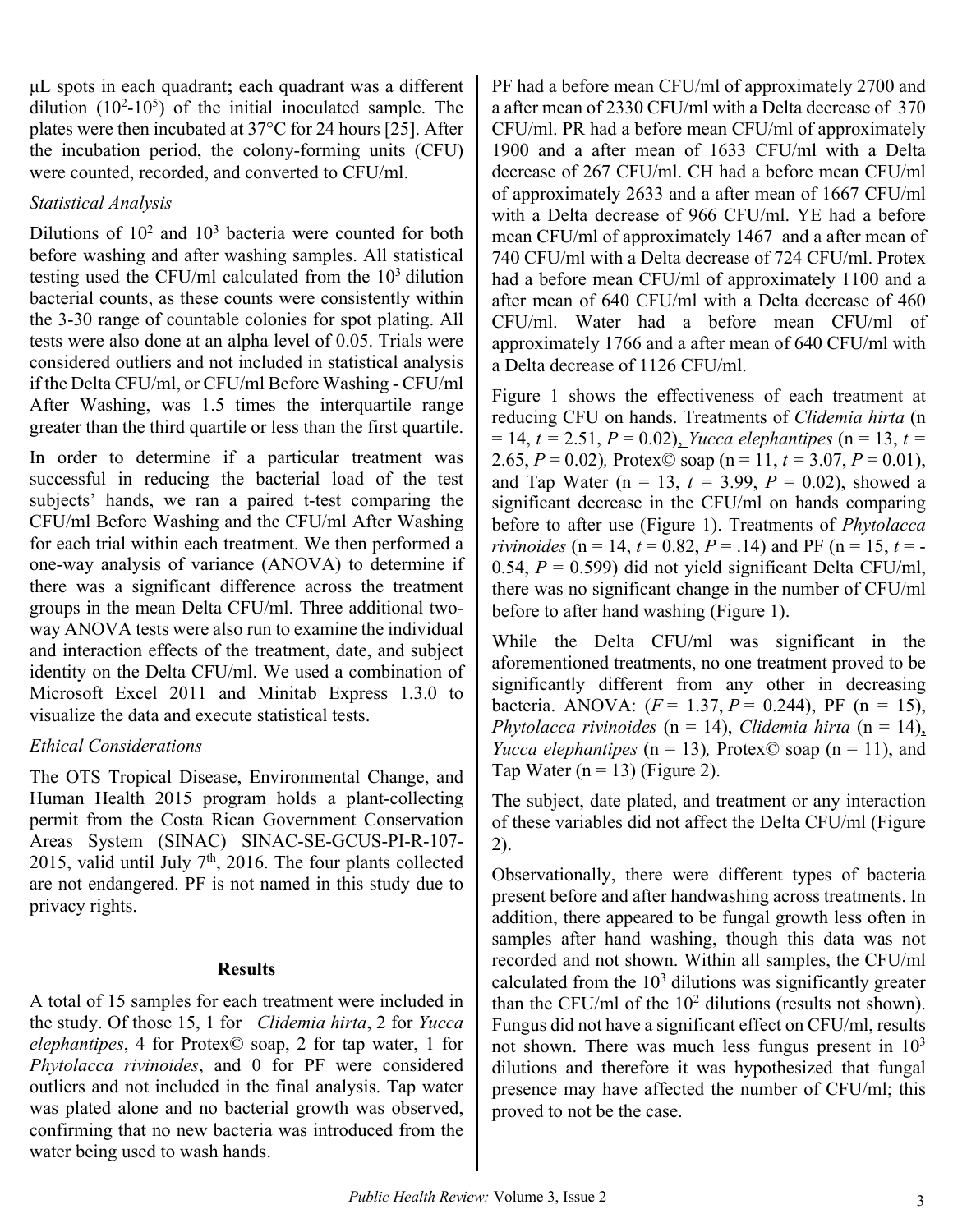μL spots in each quadrant**;** each quadrant was a different dilution ($10^2$-$10^5$) of the initial inoculated sample. The plates were then incubated at 37°C for 24 hours [25]. After the incubation period, the colony-forming units (CFU) were counted, recorded, and converted to CFU/ml.

*Statistical Analysis*

Dilutions of $10^2$ and $10^3$ bacteria were counted for both before washing and after washing samples. All statistical testing used the CFU/ml calculated from the $10^3$ dilution bacterial counts, as these counts were consistently within the 3-30 range of countable colonies for spot plating. All tests were also done at an alpha level of 0.05. Trials were considered outliers and not included in statistical analysis if the Delta CFU/ml, or CFU/ml Before Washing - CFU/ml After Washing, was 1.5 times the interquartile range greater than the third quartile or less than the first quartile.

In order to determine if a particular treatment was successful in reducing the bacterial load of the test subjects' hands, we ran a paired t-test comparing the CFU/ml Before Washing and the CFU/ml After Washing for each trial within each treatment. We then performed a one-way analysis of variance (ANOVA) to determine if there was a significant difference across the treatment groups in the mean Delta CFU/ml. Three additional two-way ANOVA tests were also run to examine the individual and interaction effects of the treatment, date, and subject identity on the Delta CFU/ml. We used a combination of Microsoft Excel 2011 and Minitab Express 1.3.0 to visualize the data and execute statistical tests.

*Ethical Considerations*

The OTS Tropical Disease, Environmental Change, and Human Health 2015 program holds a plant-collecting permit from the Costa Rican Government Conservation Areas System (SINAC) SINAC-SE-GCUS-PI-R-107-2015, valid until July 7th, 2016. The four plants collected are not endangered. PF is not named in this study due to privacy rights.

## Results

A total of 15 samples for each treatment were included in the study. Of those 15, 1 for *Clidemia hirta*, 2 for *Yucca elephantipes*, 4 for Protex© soap, 2 for tap water, 1 for *Phytolacca rivinoides*, and 0 for PF were considered outliers and not included in the final analysis. Tap water was plated alone and no bacterial growth was observed, confirming that no new bacteria was introduced from the water being used to wash hands.

PF had a before mean CFU/ml of approximately 2700 and a after mean of 2330 CFU/ml with a Delta decrease of 370 CFU/ml. PR had a before mean CFU/ml of approximately 1900 and a after mean of 1633 CFU/ml with a Delta decrease of 267 CFU/ml. CH had a before mean CFU/ml of approximately 2633 and a after mean of 1667 CFU/ml with a Delta decrease of 966 CFU/ml. YE had a before mean CFU/ml of approximately 1467 and a after mean of 740 CFU/ml with a Delta decrease of 724 CFU/ml. Protex had a before mean CFU/ml of approximately 1100 and a after mean of 640 CFU/ml with a Delta decrease of 460 CFU/ml. Water had a before mean CFU/ml of approximately 1766 and a after mean of 640 CFU/ml with a Delta decrease of 1126 CFU/ml.

Figure 1 shows the effectiveness of each treatment at reducing CFU on hands. Treatments of *Clidemia hirta* (n = 14, $t$ = 2.51, $P$ = 0.02), *Yucca elephantipes* (n = 13, $t$ = 2.65, $P$ = 0.02), Protex© soap (n = 11, $t$ = 3.07, $P$ = 0.01), and Tap Water (n = 13, $t$ = 3.99, $P$ = 0.02), showed a significant decrease in the CFU/ml on hands comparing before to after use (Figure 1). Treatments of *Phytolacca rivinoides* (n = 14, $t$ = 0.82, $P$ = .14) and PF (n = 15, $t$ = -0.54, $P$ = 0.599) did not yield significant Delta CFU/ml, there was no significant change in the number of CFU/ml before to after hand washing (Figure 1).

While the Delta CFU/ml was significant in the aforementioned treatments, no one treatment proved to be significantly different from any other in decreasing bacteria. ANOVA: ($F$ = 1.37, $P$ = 0.244), PF (n = 15), *Phytolacca rivinoides* (n = 14), *Clidemia hirta* (n = 14), *Yucca elephantipes* (n = 13), Protex© soap (n = 11), and Tap Water (n = 13) (Figure 2).

The subject, date plated, and treatment or any interaction of these variables did not affect the Delta CFU/ml (Figure 2).

Observationally, there were different types of bacteria present before and after handwashing across treatments. In addition, there appeared to be fungal growth less often in samples after hand washing, though this data was not recorded and not shown. Within all samples, the CFU/ml calculated from the $10^3$ dilutions was significantly greater than the CFU/ml of the $10^2$ dilutions (results not shown). Fungus did not have a significant effect on CFU/ml, results not shown. There was much less fungus present in $10^3$ dilutions and therefore it was hypothesized that fungal presence may have affected the number of CFU/ml; this proved to not be the case.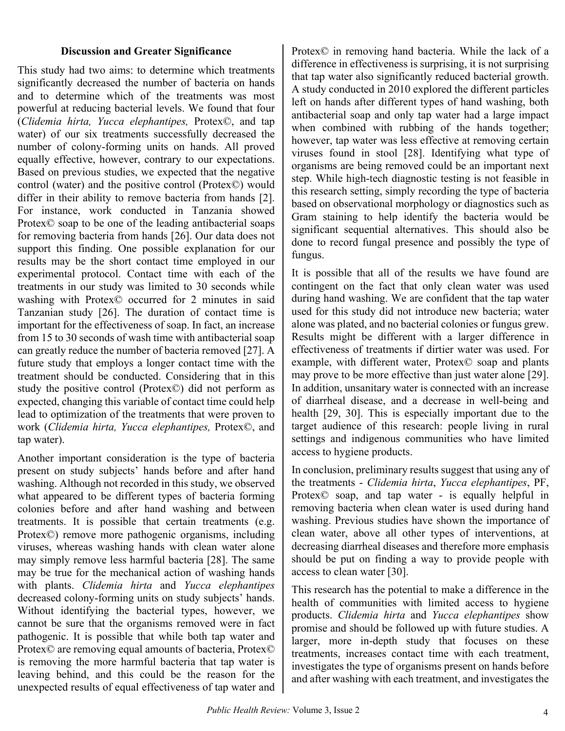## Discussion and Greater Significance

This study had two aims: to determine which treatments significantly decreased the number of bacteria on hands and to determine which of the treatments was most powerful at reducing bacterial levels. We found that four (*Clidemia hirta, Yucca elephantipes,* Protex©, and tap water) of our six treatments successfully decreased the number of colony-forming units on hands. All proved equally effective, however, contrary to our expectations. Based on previous studies, we expected that the negative control (water) and the positive control (Protex©) would differ in their ability to remove bacteria from hands [2]. For instance, work conducted in Tanzania showed Protex© soap to be one of the leading antibacterial soaps for removing bacteria from hands [26]. Our data does not support this finding. One possible explanation for our results may be the short contact time employed in our experimental protocol. Contact time with each of the treatments in our study was limited to 30 seconds while washing with Protex© occurred for 2 minutes in said Tanzanian study [26]. The duration of contact time is important for the effectiveness of soap. In fact, an increase from 15 to 30 seconds of wash time with antibacterial soap can greatly reduce the number of bacteria removed [27]. A future study that employs a longer contact time with the treatment should be conducted. Considering that in this study the positive control (Protex©) did not perform as expected, changing this variable of contact time could help lead to optimization of the treatments that were proven to work (*Clidemia hirta, Yucca elephantipes,* Protex©, and tap water).

Another important consideration is the type of bacteria present on study subjects' hands before and after hand washing. Although not recorded in this study, we observed what appeared to be different types of bacteria forming colonies before and after hand washing and between treatments. It is possible that certain treatments (e.g. Protex©) remove more pathogenic organisms, including viruses, whereas washing hands with clean water alone may simply remove less harmful bacteria [28]. The same may be true for the mechanical action of washing hands with plants. *Clidemia hirta* and *Yucca elephantipes* decreased colony-forming units on study subjects' hands. Without identifying the bacterial types, however, we cannot be sure that the organisms removed were in fact pathogenic. It is possible that while both tap water and Protex© are removing equal amounts of bacteria, Protex© is removing the more harmful bacteria that tap water is leaving behind, and this could be the reason for the unexpected results of equal effectiveness of tap water and Protex© in removing hand bacteria. While the lack of a difference in effectiveness is surprising, it is not surprising that tap water also significantly reduced bacterial growth. A study conducted in 2010 explored the different particles left on hands after different types of hand washing, both antibacterial soap and only tap water had a large impact when combined with rubbing of the hands together; however, tap water was less effective at removing certain viruses found in stool [28]. Identifying what type of organisms are being removed could be an important next step. While high-tech diagnostic testing is not feasible in this research setting, simply recording the type of bacteria based on observational morphology or diagnostics such as Gram staining to help identify the bacteria would be significant sequential alternatives. This should also be done to record fungal presence and possibly the type of fungus.

It is possible that all of the results we have found are contingent on the fact that only clean water was used during hand washing. We are confident that the tap water used for this study did not introduce new bacteria; water alone was plated, and no bacterial colonies or fungus grew. Results might be different with a larger difference in effectiveness of treatments if dirtier water was used. For example, with different water, Protex© soap and plants may prove to be more effective than just water alone [29]. In addition, unsanitary water is connected with an increase of diarrheal disease, and a decrease in well-being and health [29, 30]. This is especially important due to the target audience of this research: people living in rural settings and indigenous communities who have limited access to hygiene products.

In conclusion, preliminary results suggest that using any of the treatments - *Clidemia hirta*, *Yucca elephantipes*, PF, Protex© soap, and tap water - is equally helpful in removing bacteria when clean water is used during hand washing. Previous studies have shown the importance of clean water, above all other types of interventions, at decreasing diarrheal diseases and therefore more emphasis should be put on finding a way to provide people with access to clean water [30].

This research has the potential to make a difference in the health of communities with limited access to hygiene products. *Clidemia hirta* and *Yucca elephantipes* show promise and should be followed up with future studies. A larger, more in-depth study that focuses on these treatments, increases contact time with each treatment, investigates the type of organisms present on hands before and after washing with each treatment, and investigates the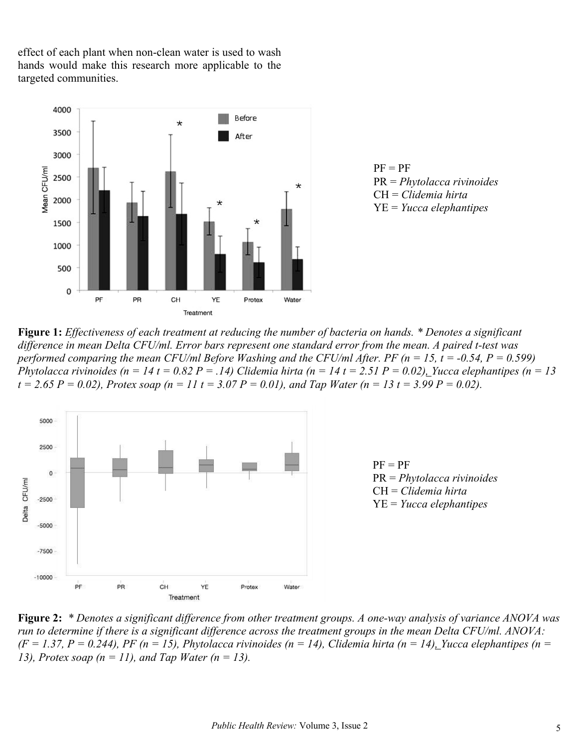effect of each plant when non-clean water is used to wash hands would make this research more applicable to the targeted communities.

PF = PF
PR = *Phytolacca rivinoides*
CH = *Clidemia hirta*
YE = *Yucca elephantipes*

**Figure 1:** *Effectiveness of each treatment at reducing the number of bacteria on hands. * Denotes a significant difference in mean Delta CFU/ml. Error bars represent one standard error from the mean. A paired t-test was performed comparing the mean CFU/ml Before Washing and the CFU/ml After. PF (n = 15, t = -0.54, P = 0.599) Phytolacca rivinoides (n = 14 t = 0.82 P = .14) Clidemia hirta (n = 14 t = 2.51 P = 0.02), Yucca elephantipes (n = 13 t = 2.65 P = 0.02), Protex soap (n = 11 t = 3.07 P = 0.01), and Tap Water (n = 13 t = 3.99 P = 0.02).*

PF = PF
PR = *Phytolacca rivinoides*
CH = *Clidemia hirta*
YE = *Yucca elephantipes*

**Figure 2:** *\* Denotes a significant difference from other treatment groups. A one-way analysis of variance ANOVA was run to determine if there is a significant difference across the treatment groups in the mean Delta CFU/ml. ANOVA: (F = 1.37, P = 0.244), PF (n = 15), Phytolacca rivinoides (n = 14), Clidemia hirta (n = 14), Yucca elephantipes (n = 13), Protex soap (n = 11), and Tap Water (n = 13).*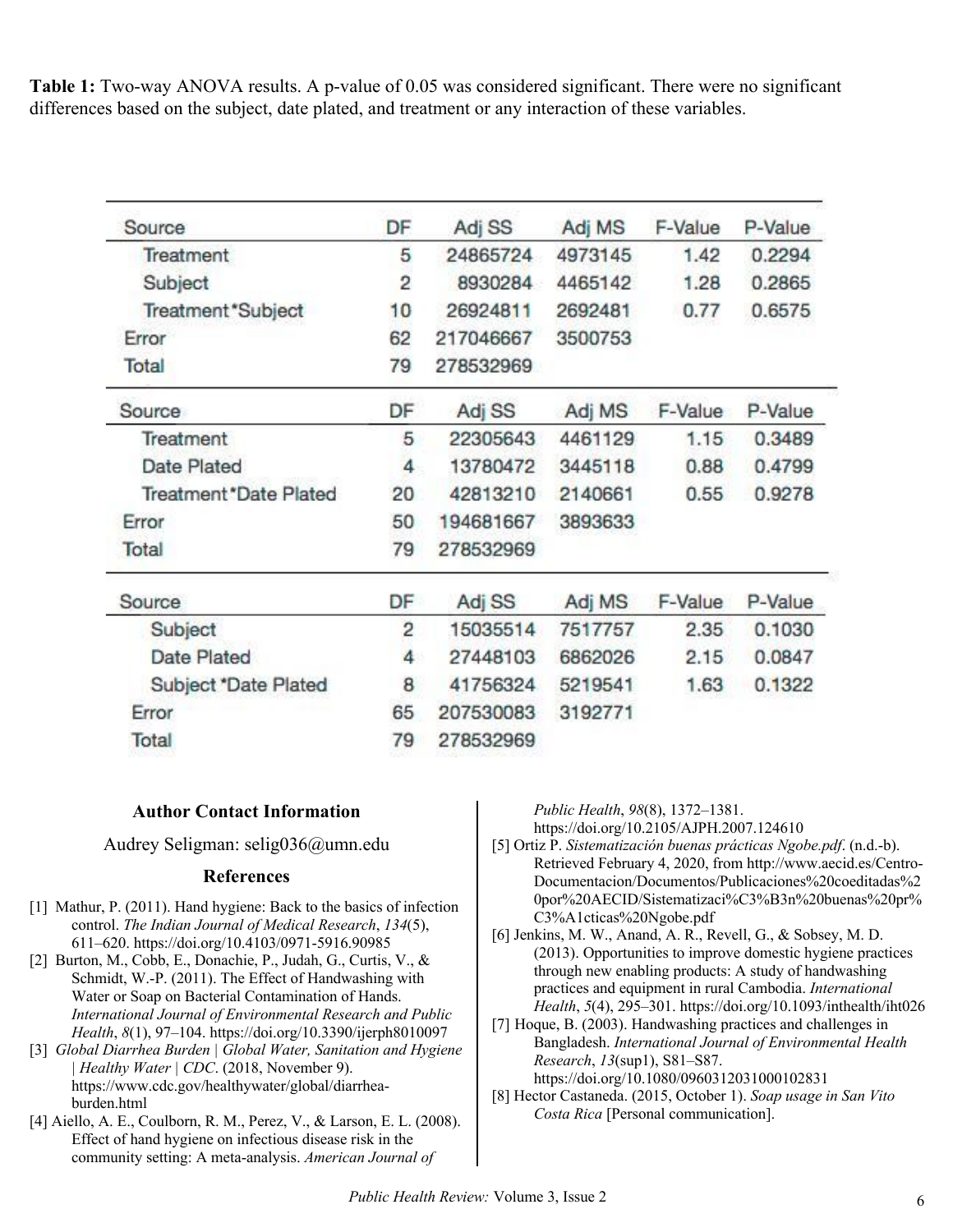**Table 1:** Two-way ANOVA results. A p-value of 0.05 was considered significant. There were no significant differences based on the subject, date plated, and treatment or any interaction of these variables.

| Source | DF | Adj SS | Adj MS | F-Value | P-Value |
|---|---|---|---|---|---|
| Treatment | 5 | 24865724 | 4973145 | 1.42 | 0.2294 |
| Subject | 2 | 8930284 | 4465142 | 1.28 | 0.2865 |
| Treatment*Subject | 10 | 26924811 | 2692481 | 0.77 | 0.6575 |
| Error | 62 | 217046667 | 3500753 | | |
| Total | 79 | 278532969 | | | |

| Source | DF | Adj SS | Adj MS | F-Value | P-Value |
|---|---|---|---|---|---|
| Treatment | 5 | 22305643 | 4461129 | 1.15 | 0.3489 |
| Date Plated | 4 | 13780472 | 3445118 | 0.88 | 0.4799 |
| Treatment*Date Plated | 20 | 42813210 | 2140661 | 0.55 | 0.9278 |
| Error | 50 | 194681667 | 3893633 | | |
| Total | 79 | 278532969 | | | |

| Source | DF | Adj SS | Adj MS | F-Value | P-Value |
|---|---|---|---|---|---|
| Subject | 2 | 15035514 | 7517757 | 2.35 | 0.1030 |
| Date Plated | 4 | 27448103 | 6862026 | 2.15 | 0.0847 |
| Subject*Date Plated | 8 | 41756324 | 5219541 | 1.63 | 0.1322 |
| Error | 65 | 207530083 | 3192771 | | |
| Total | 79 | 278532969 | | | |

## Author Contact Information

Audrey Seligman: selig036@umn.edu

## References

[1] Mathur, P. (2011). Hand hygiene: Back to the basics of infection control. *The Indian Journal of Medical Research*, *134*(5), 611–620. https://doi.org/10.4103/0971-5916.90985

[2] Burton, M., Cobb, E., Donachie, P., Judah, G., Curtis, V., & Schmidt, W.-P. (2011). The Effect of Handwashing with Water or Soap on Bacterial Contamination of Hands. *International Journal of Environmental Research and Public Health*, *8*(1), 97–104. https://doi.org/10.3390/ijerph8010097

[3] *Global Diarrhea Burden | Global Water, Sanitation and Hygiene | Healthy Water | CDC*. (2018, November 9). https://www.cdc.gov/healthywater/global/diarrhea-burden.html

[4] Aiello, A. E., Coulborn, R. M., Perez, V., & Larson, E. L. (2008). Effect of hand hygiene on infectious disease risk in the community setting: A meta-analysis. *American Journal of Public Health*, *98*(8), 1372–1381. https://doi.org/10.2105/AJPH.2007.124610

[5] Ortiz P. *Sistematización buenas prácticas Ngobe.pdf*. (n.d.-b). Retrieved February 4, 2020, from http://www.aecid.es/Centro-Documentacion/Documentos/Publicaciones%20coeditadas%20por%20AECID/Sistematizaci%C3%B3n%20buenas%20pr%C3%A1cticas%20Ngobe.pdf

[6] Jenkins, M. W., Anand, A. R., Revell, G., & Sobsey, M. D. (2013). Opportunities to improve domestic hygiene practices through new enabling products: A study of handwashing practices and equipment in rural Cambodia. *International Health*, *5*(4), 295–301. https://doi.org/10.1093/inthealth/iht026

[7] Hoque, B. (2003). Handwashing practices and challenges in Bangladesh. *International Journal of Environmental Health Research*, *13*(sup1), S81–S87. https://doi.org/10.1080/0960312031000102831

[8] Hector Castaneda. (2015, October 1). *Soap usage in San Vito Costa Rica* [Personal communication].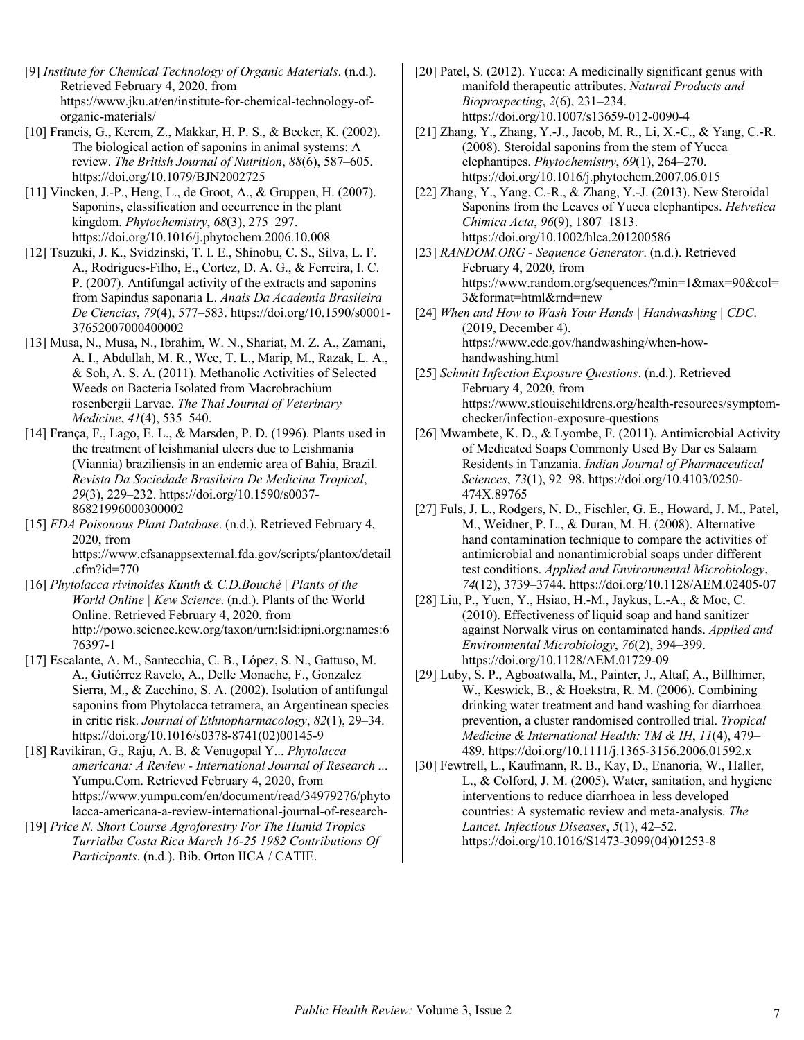[9] *Institute for Chemical Technology of Organic Materials*. (n.d.). Retrieved February 4, 2020, from https://www.jku.at/en/institute-for-chemical-technology-of-organic-materials/

[10] Francis, G., Kerem, Z., Makkar, H. P. S., & Becker, K. (2002). The biological action of saponins in animal systems: A review. *The British Journal of Nutrition*, *88*(6), 587–605. https://doi.org/10.1079/BJN2002725

[11] Vincken, J.-P., Heng, L., de Groot, A., & Gruppen, H. (2007). Saponins, classification and occurrence in the plant kingdom. *Phytochemistry*, *68*(3), 275–297. https://doi.org/10.1016/j.phytochem.2006.10.008

[12] Tsuzuki, J. K., Svidzinski, T. I. E., Shinobu, C. S., Silva, L. F. A., Rodrigues-Filho, E., Cortez, D. A. G., & Ferreira, I. C. P. (2007). Antifungal activity of the extracts and saponins from Sapindus saponaria L. *Anais Da Academia Brasileira De Ciencias*, *79*(4), 577–583. https://doi.org/10.1590/s0001-37652007000400002

[13] Musa, N., Musa, N., Ibrahim, W. N., Shariat, M. Z. A., Zamani, A. I., Abdullah, M. R., Wee, T. L., Marip, M., Razak, L. A., & Soh, A. S. A. (2011). Methanolic Activities of Selected Weeds on Bacteria Isolated from Macrobrachium rosenbergii Larvae. *The Thai Journal of Veterinary Medicine*, *41*(4), 535–540.

[14] França, F., Lago, E. L., & Marsden, P. D. (1996). Plants used in the treatment of leishmanial ulcers due to Leishmania (Viannia) braziliensis in an endemic area of Bahia, Brazil. *Revista Da Sociedade Brasileira De Medicina Tropical*, *29*(3), 229–232. https://doi.org/10.1590/s0037-86821996000300002

[15] *FDA Poisonous Plant Database*. (n.d.). Retrieved February 4, 2020, from https://www.cfsanappsexternal.fda.gov/scripts/plantox/detail.cfm?id=770

[16] *Phytolacca rivinoides Kunth & C.D.Bouché | Plants of the World Online | Kew Science*. (n.d.). Plants of the World Online. Retrieved February 4, 2020, from http://powo.science.kew.org/taxon/urn:lsid:ipni.org:names:676397-1

[17] Escalante, A. M., Santecchia, C. B., López, S. N., Gattuso, M. A., Gutiérrez Ravelo, A., Delle Monache, F., Gonzalez Sierra, M., & Zacchino, S. A. (2002). Isolation of antifungal saponins from Phytolacca tetramera, an Argentinean species in critic risk. *Journal of Ethnopharmacology*, *82*(1), 29–34. https://doi.org/10.1016/s0378-8741(02)00145-9

[18] Ravikiran, G., Raju, A. B. & Venugopal Y... *Phytolacca americana: A Review - International Journal of Research ...* Yumpu.Com. Retrieved February 4, 2020, from https://www.yumpu.com/en/document/read/34979276/phytolacca-americana-a-review-international-journal-of-research-

[19] *Price N. Short Course Agroforestry For The Humid Tropics Turrialba Costa Rica March 16-25 1982 Contributions Of Participants*. (n.d.). Bib. Orton IICA / CATIE.

[20] Patel, S. (2012). Yucca: A medicinally significant genus with manifold therapeutic attributes. *Natural Products and Bioprospecting*, *2*(6), 231–234. https://doi.org/10.1007/s13659-012-0090-4

[21] Zhang, Y., Zhang, Y.-J., Jacob, M. R., Li, X.-C., & Yang, C.-R. (2008). Steroidal saponins from the stem of Yucca elephantipes. *Phytochemistry*, *69*(1), 264–270. https://doi.org/10.1016/j.phytochem.2007.06.015

[22] Zhang, Y., Yang, C.-R., & Zhang, Y.-J. (2013). New Steroidal Saponins from the Leaves of Yucca elephantipes. *Helvetica Chimica Acta*, *96*(9), 1807–1813. https://doi.org/10.1002/hlca.201200586

[23] *RANDOM.ORG - Sequence Generator*. (n.d.). Retrieved February 4, 2020, from https://www.random.org/sequences/?min=1&max=90&col=3&format=html&rnd=new

[24] *When and How to Wash Your Hands | Handwashing | CDC*. (2019, December 4). https://www.cdc.gov/handwashing/when-how-handwashing.html

[25] *Schmitt Infection Exposure Questions*. (n.d.). Retrieved February 4, 2020, from https://www.stlouischildrens.org/health-resources/symptom-checker/infection-exposure-questions

[26] Mwambete, K. D., & Lyombe, F. (2011). Antimicrobial Activity of Medicated Soaps Commonly Used By Dar es Salaam Residents in Tanzania. *Indian Journal of Pharmaceutical Sciences*, *73*(1), 92–98. https://doi.org/10.4103/0250-474X.89765

[27] Fuls, J. L., Rodgers, N. D., Fischler, G. E., Howard, J. M., Patel, M., Weidner, P. L., & Duran, M. H. (2008). Alternative hand contamination technique to compare the activities of antimicrobial and nonantimicrobial soaps under different test conditions. *Applied and Environmental Microbiology*, *74*(12), 3739–3744. https://doi.org/10.1128/AEM.02405-07

[28] Liu, P., Yuen, Y., Hsiao, H.-M., Jaykus, L.-A., & Moe, C. (2010). Effectiveness of liquid soap and hand sanitizer against Norwalk virus on contaminated hands. *Applied and Environmental Microbiology*, *76*(2), 394–399. https://doi.org/10.1128/AEM.01729-09

[29] Luby, S. P., Agboatwalla, M., Painter, J., Altaf, A., Billhimer, W., Keswick, B., & Hoekstra, R. M. (2006). Combining drinking water treatment and hand washing for diarrhoea prevention, a cluster randomised controlled trial. *Tropical Medicine & International Health: TM & IH*, *11*(4), 479–489. https://doi.org/10.1111/j.1365-3156.2006.01592.x

[30] Fewtrell, L., Kaufmann, R. B., Kay, D., Enanoria, W., Haller, L., & Colford, J. M. (2005). Water, sanitation, and hygiene interventions to reduce diarrhoea in less developed countries: A systematic review and meta-analysis. *The Lancet. Infectious Diseases*, *5*(1), 42–52. https://doi.org/10.1016/S1473-3099(04)01253-8